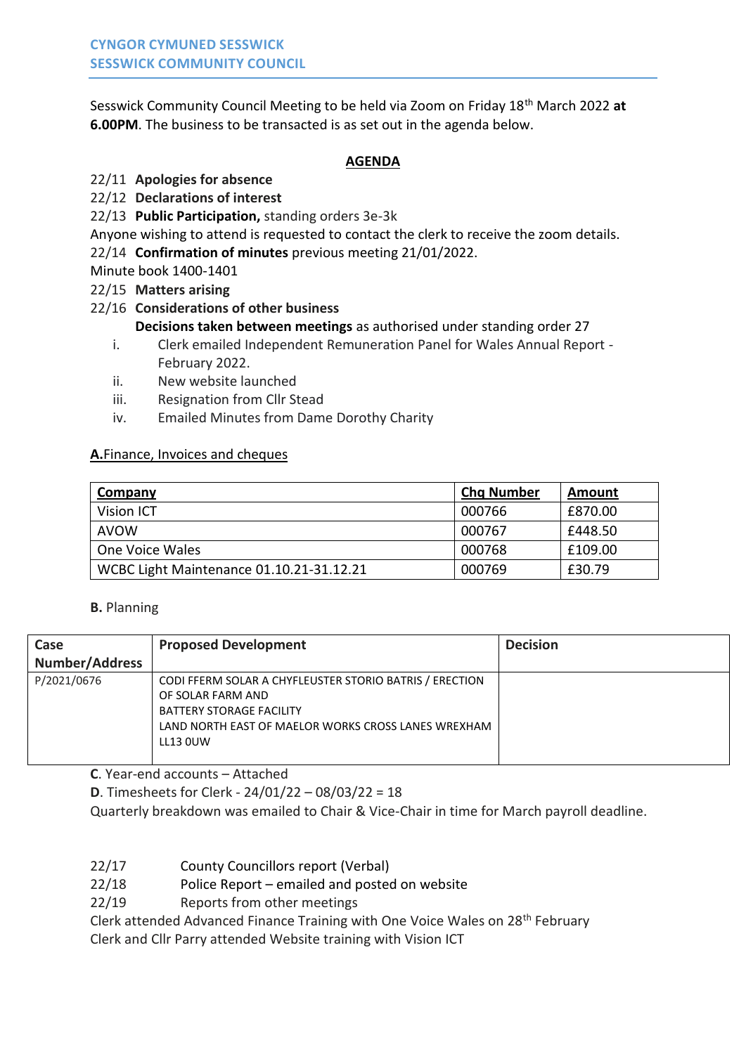**CYNGOR CYMUNED SESSWICK**
**SESSWICK COMMUNITY COUNCIL**

Sesswick Community Council Meeting to be held via Zoom on Friday 18th March 2022 **at 6.00PM**. The business to be transacted is as set out in the agenda below.

## AGENDA

22/11 **Apologies for absence**
22/12 **Declarations of interest**
22/13 **Public Participation,** standing orders 3e-3k
Anyone wishing to attend is requested to contact the clerk to receive the zoom details.
22/14 **Confirmation of minutes** previous meeting 21/01/2022.
Minute book 1400-1401
22/15 **Matters arising**
22/16 **Considerations of other business**
**Decisions taken between meetings** as authorised under standing order 27

i. Clerk emailed Independent Remuneration Panel for Wales Annual Report - February 2022.
ii. New website launched
iii. Resignation from Cllr Stead
iv. Emailed Minutes from Dame Dorothy Charity

**A.** Finance, Invoices and cheques

| Company | Chq Number | Amount |
|---|---|---|
| Vision ICT | 000766 | £870.00 |
| AVOW | 000767 | £448.50 |
| One Voice Wales | 000768 | £109.00 |
| WCBC Light Maintenance 01.10.21-31.12.21 | 000769 | £30.79 |

**B.** Planning

| Case Number/Address | Proposed Development | Decision |
|---|---|---|
| P/2021/0676 | CODI FFERM SOLAR A CHYFLEUSTER STORIO BATRIS / ERECTION OF SOLAR FARM AND BATTERY STORAGE FACILITY LAND NORTH EAST OF MAELOR WORKS CROSS LANES WREXHAM LL13 0UW | |

**C**. Year-end accounts – Attached
**D**. Timesheets for Clerk - 24/01/22 – 08/03/22 = 18
Quarterly breakdown was emailed to Chair & Vice-Chair in time for March payroll deadline.

22/17 County Councillors report (Verbal)
22/18 Police Report – emailed and posted on website
22/19 Reports from other meetings
Clerk attended Advanced Finance Training with One Voice Wales on 28th February
Clerk and Cllr Parry attended Website training with Vision ICT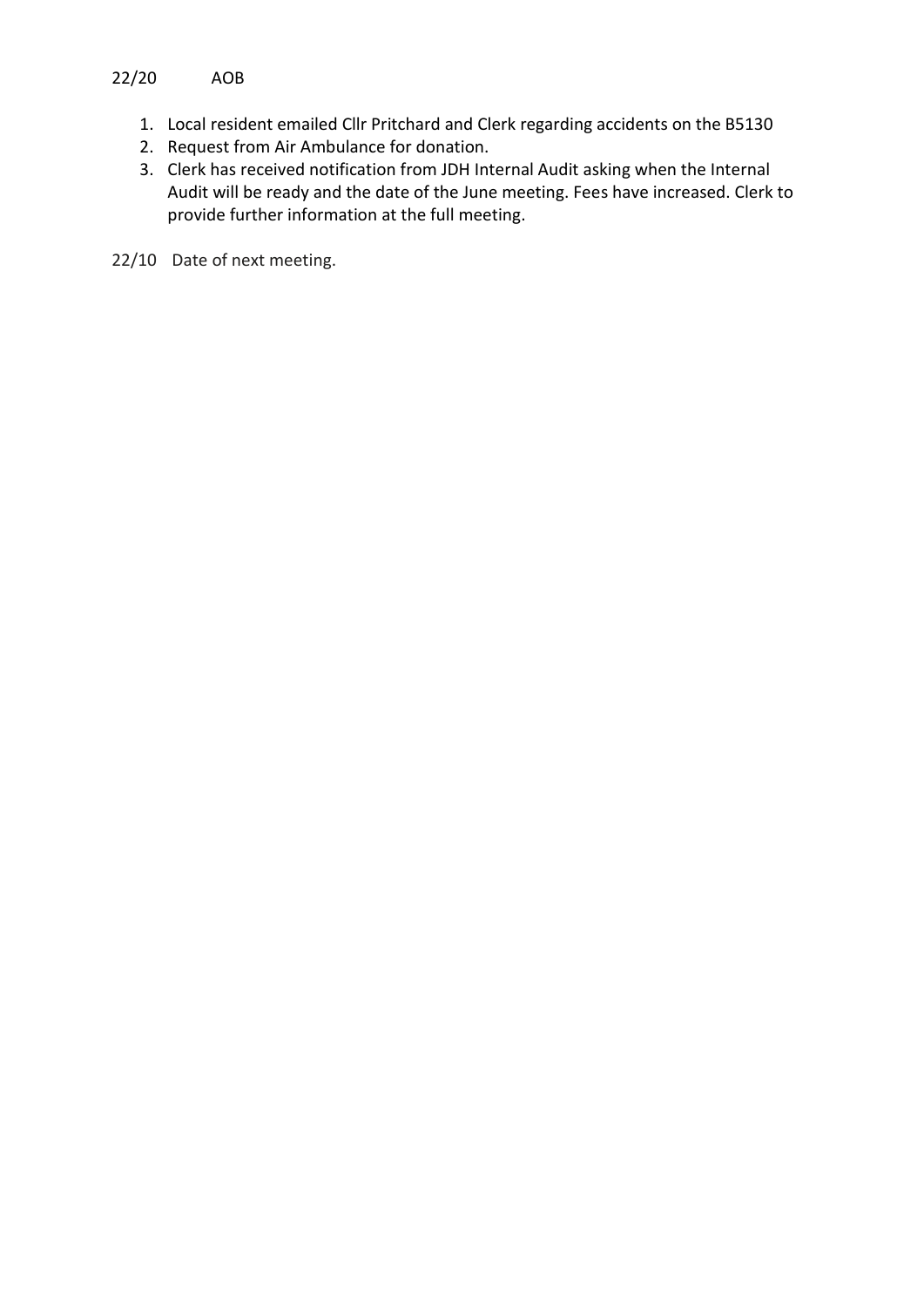22/20 AOB

1. Local resident emailed Cllr Pritchard and Clerk regarding accidents on the B5130
2. Request from Air Ambulance for donation.
3. Clerk has received notification from JDH Internal Audit asking when the Internal Audit will be ready and the date of the June meeting. Fees have increased. Clerk to provide further information at the full meeting.

22/10 Date of next meeting.